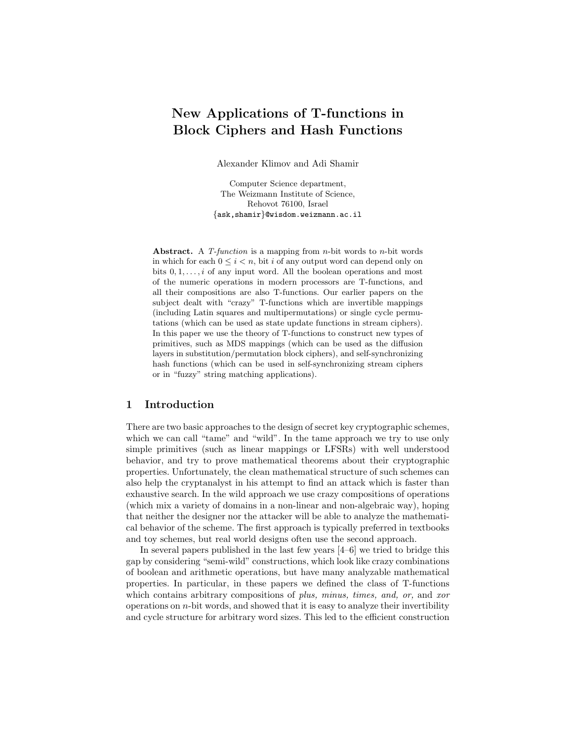# New Applications of T-functions in Block Ciphers and Hash Functions

Alexander Klimov and Adi Shamir

Computer Science department,
The Weizmann Institute of Science,
Rehovot 76100, Israel
{ask,shamir}@wisdom.weizmann.ac.il

**Abstract.** A *T-function* is a mapping from $n$-bit words to $n$-bit words in which for each $0 \le i < n$, bit $i$ of any output word can depend only on bits $0, 1, \ldots, i$ of any input word. All the boolean operations and most of the numeric operations in modern processors are T-functions, and all their compositions are also T-functions. Our earlier papers on the subject dealt with "crazy" T-functions which are invertible mappings (including Latin squares and multipermutations) or single cycle permutations (which can be used as state update functions in stream ciphers). In this paper we use the theory of T-functions to construct new types of primitives, such as MDS mappings (which can be used as the diffusion layers in substitution/permutation block ciphers), and self-synchronizing hash functions (which can be used in self-synchronizing stream ciphers or in "fuzzy" string matching applications).

## 1 Introduction

There are two basic approaches to the design of secret key cryptographic schemes, which we can call "tame" and "wild". In the tame approach we try to use only simple primitives (such as linear mappings or LFSRs) with well understood behavior, and try to prove mathematical theorems about their cryptographic properties. Unfortunately, the clean mathematical structure of such schemes can also help the cryptanalyst in his attempt to find an attack which is faster than exhaustive search. In the wild approach we use crazy compositions of operations (which mix a variety of domains in a non-linear and non-algebraic way), hoping that neither the designer nor the attacker will be able to analyze the mathematical behavior of the scheme. The first approach is typically preferred in textbooks and toy schemes, but real world designs often use the second approach.

In several papers published in the last few years [4–6] we tried to bridge this gap by considering "semi-wild" constructions, which look like crazy combinations of boolean and arithmetic operations, but have many analyzable mathematical properties. In particular, in these papers we defined the class of T-functions which contains arbitrary compositions of *plus, minus, times, and, or,* and *xor* operations on $n$-bit words, and showed that it is easy to analyze their invertibility and cycle structure for arbitrary word sizes. This led to the efficient construction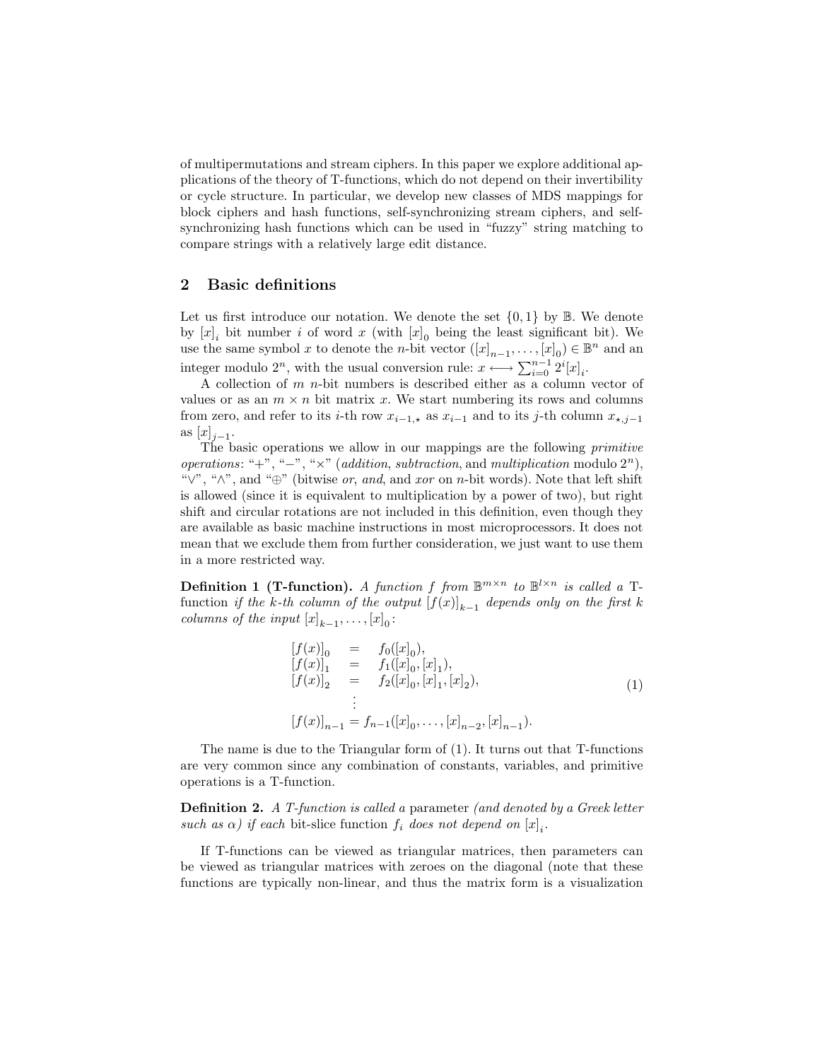of multipermutations and stream ciphers. In this paper we explore additional applications of the theory of T-functions, which do not depend on their invertibility or cycle structure. In particular, we develop new classes of MDS mappings for block ciphers and hash functions, self-synchronizing stream ciphers, and self-synchronizing hash functions which can be used in "fuzzy" string matching to compare strings with a relatively large edit distance.

## 2 Basic definitions

Let us first introduce our notation. We denote the set $\{0,1\}$ by $\mathbb{B}$. We denote by $[x]_i$ bit number $i$ of word $x$ (with $[x]_0$ being the least significant bit). We use the same symbol $x$ to denote the $n$-bit vector $([x]_{n-1}, \ldots, [x]_0) \in \mathbb{B}^n$ and an integer modulo $2^n$, with the usual conversion rule: $x \longleftrightarrow \sum_{i=0}^{n-1} 2^i [x]_i$.

A collection of $m$ $n$-bit numbers is described either as a column vector of values or as an $m \times n$ bit matrix $x$. We start numbering its rows and columns from zero, and refer to its $i$-th row $x_{i-1,\star}$ as $x_{i-1}$ and to its $j$-th column $x_{\star,j-1}$ as $[x]_{j-1}$.

The basic operations we allow in our mappings are the following *primitive operations*: "$+$", "$-$", "$\times$" (*addition*, *subtraction*, and *multiplication* modulo $2^n$), "$\vee$", "$\wedge$", and "$\oplus$" (bitwise *or*, *and*, and *xor* on $n$-bit words). Note that left shift is allowed (since it is equivalent to multiplication by a power of two), but right shift and circular rotations are not included in this definition, even though they are available as basic machine instructions in most microprocessors. It does not mean that we exclude them from further consideration, we just want to use them in a more restricted way.

**Definition 1 (T-function).** *A function $f$ from $\mathbb{B}^{m\times n}$ to $\mathbb{B}^{l\times n}$ is called a* T-function *if the $k$-th column of the output $[f(x)]_{k-1}$ depends only on the first $k$ columns of the input $[x]_{k-1}, \ldots, [x]_0$:*

$$
\begin{aligned}
[f(x)]_0 &= f_0([x]_0), \\
[f(x)]_1 &= f_1([x]_0, [x]_1), \\
[f(x)]_2 &= f_2([x]_0, [x]_1, [x]_2), \\
&\vdots \\
[f(x)]_{n-1} &= f_{n-1}([x]_0, \ldots, [x]_{n-2}, [x]_{n-1}).
\end{aligned}
\tag{1}
$$

The name is due to the Triangular form of (1). It turns out that T-functions are very common since any combination of constants, variables, and primitive operations is a T-function.

**Definition 2.** *A T-function is called a* parameter *(and denoted by a Greek letter such as $\alpha$) if each* bit-slice function *$f_i$ does not depend on $[x]_i$.*

If T-functions can be viewed as triangular matrices, then parameters can be viewed as triangular matrices with zeroes on the diagonal (note that these functions are typically non-linear, and thus the matrix form is a visualization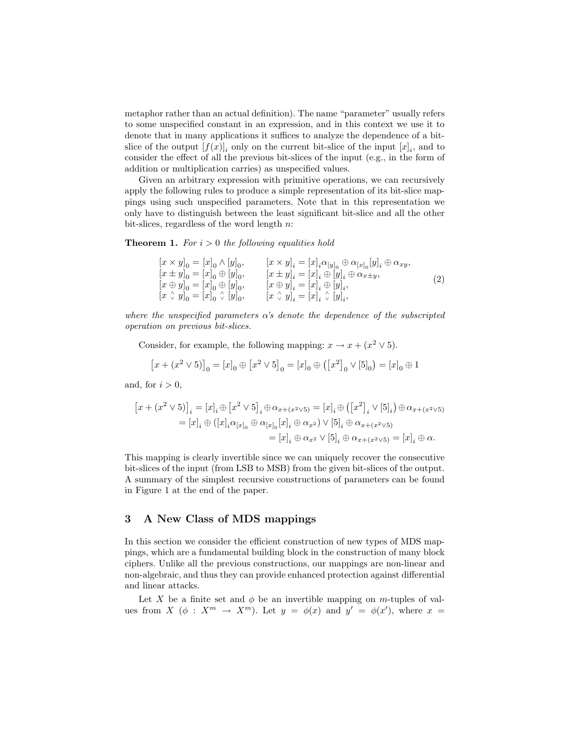metaphor rather than an actual definition). The name "parameter" usually refers to some unspecified constant in an expression, and in this context we use it to denote that in many applications it suffices to analyze the dependence of a bit-slice of the output $[f(x)]_i$ only on the current bit-slice of the input $[x]_i$, and to consider the effect of all the previous bit-slices of the input (e.g., in the form of addition or multiplication carries) as unspecified values.

Given an arbitrary expression with primitive operations, we can recursively apply the following rules to produce a simple representation of its bit-slice mappings using such unspecified parameters. Note that in this representation we only have to distinguish between the least significant bit-slice and all the other bit-slices, regardless of the word length $n$:

**Theorem 1.** *For $i > 0$ the following equalities hold*

$$
\begin{array}{ll}
[x \times y]_0 = [x]_0 \wedge [y]_0, & [x \times y]_i = [x]_i \alpha_{[y]_0} \oplus \alpha_{[x]_0} [y]_i \oplus \alpha_{xy}, \\
[x \pm y]_0 = [x]_0 \oplus [y]_0, & [x \pm y]_i = [x]_i \oplus [y]_i \oplus \alpha_{x \pm y}, \\
[x \oplus y]_0 = [x]_0 \oplus [y]_0, & [x \oplus y]_i = [x]_i \oplus [y]_i, \\
[x \overset{\wedge}{\vee} y]_0 = [x]_0 \overset{\wedge}{\vee} [y]_0, & [x \overset{\wedge}{\vee} y]_i = [x]_i \overset{\wedge}{\vee} [y]_i,
\end{array}
\tag{2}
$$

*where the unspecified parameters $\alpha$'s denote the dependence of the subscripted operation on previous bit-slices.*

Consider, for example, the following mapping: $x \to x + (x^2 \vee 5)$.

$$
\left[x + (x^2 \vee 5)\right]_0 = [x]_0 \oplus \left[x^2 \vee 5\right]_0 = [x]_0 \oplus \left(\left[x^2\right]_0 \vee [5]_0\right) = [x]_0 \oplus 1
$$

and, for $i > 0$,

$$
\begin{aligned}
\left[x + (x^2 \vee 5)\right]_i &= [x]_i \oplus \left[x^2 \vee 5\right]_i \oplus \alpha_{x+(x^2 \vee 5)} = [x]_i \oplus \left(\left[x^2\right]_i \vee [5]_i\right) \oplus \alpha_{x+(x^2 \vee 5)} \\
&= [x]_i \oplus \left([x]_i \alpha_{[x]_0} \oplus \alpha_{[x]_0} [x]_i \oplus \alpha_{x^2}\right) \vee [5]_i \oplus \alpha_{x+(x^2 \vee 5)} \\
&= [x]_i \oplus \alpha_{x^2} \vee [5]_i \oplus \alpha_{x+(x^2 \vee 5)} = [x]_i \oplus \alpha.
\end{aligned}
$$

This mapping is clearly invertible since we can uniquely recover the consecutive bit-slices of the input (from LSB to MSB) from the given bit-slices of the output. A summary of the simplest recursive constructions of parameters can be found in Figure 1 at the end of the paper.

## 3 A New Class of MDS mappings

In this section we consider the efficient construction of new types of MDS mappings, which are a fundamental building block in the construction of many block ciphers. Unlike all the previous constructions, our mappings are non-linear and non-algebraic, and thus they can provide enhanced protection against differential and linear attacks.

Let $X$ be a finite set and $\phi$ be an invertible mapping on $m$-tuples of values from $X$ ($\phi : X^m \to X^m$). Let $y = \phi(x)$ and $y' = \phi(x')$, where $x =$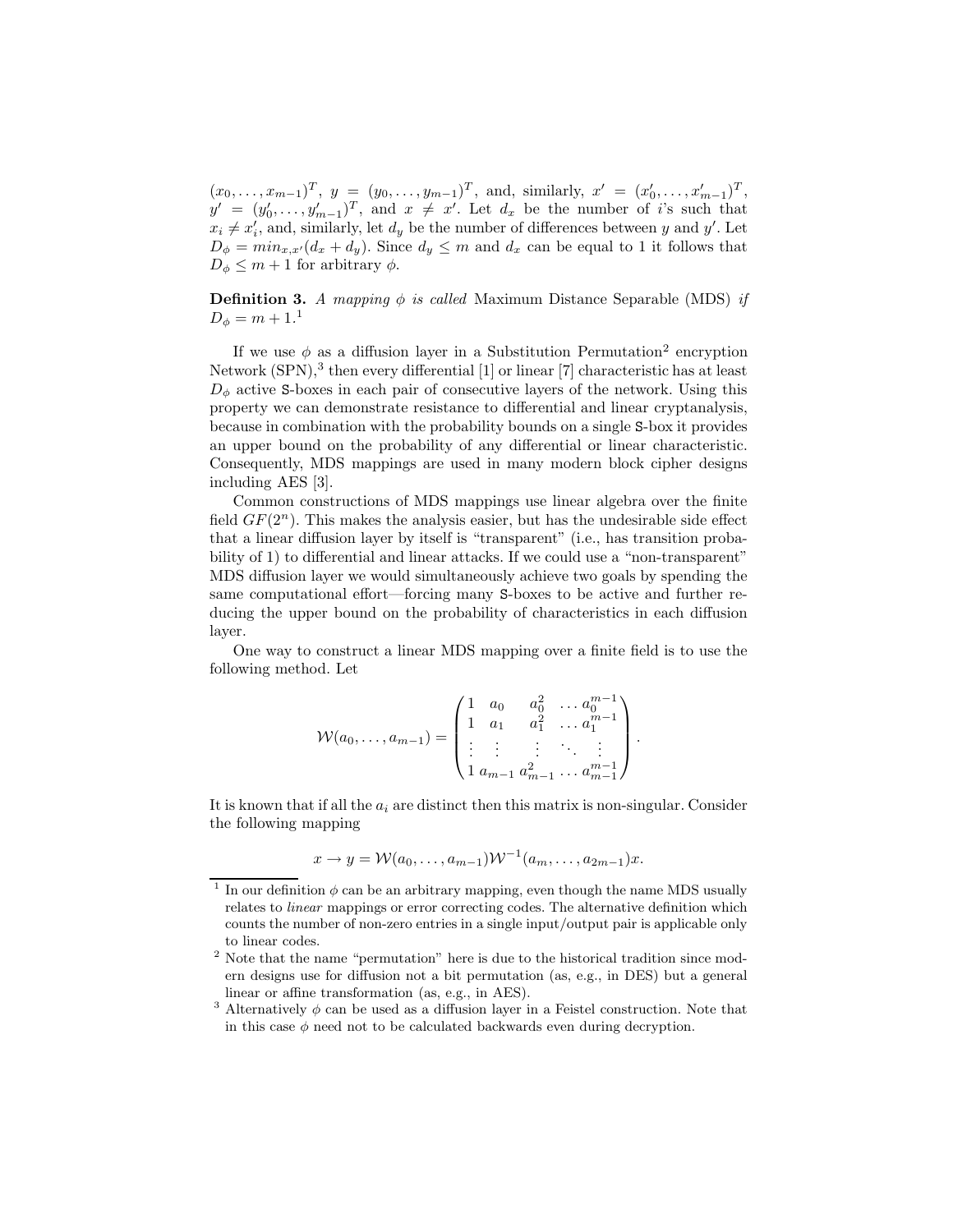$(x_0, \ldots, x_{m-1})^T$, $y = (y_0, \ldots, y_{m-1})^T$, and, similarly, $x' = (x'_0, \ldots, x'_{m-1})^T$, $y' = (y'_0, \ldots, y'_{m-1})^T$, and $x \neq x'$. Let $d_x$ be the number of $i$'s such that $x_i \neq x'_i$, and, similarly, let $d_y$ be the number of differences between $y$ and $y'$. Let $D_\phi = min_{x,x'}(d_x + d_y)$. Since $d_y \leq m$ and $d_x$ can be equal to 1 it follows that $D_\phi \leq m + 1$ for arbitrary $\phi$.

**Definition 3.** *A mapping* $\phi$ *is called* Maximum Distance Separable (MDS) *if* $D_\phi = m + 1$.[1]

If we use $\phi$ as a diffusion layer in a Substitution Permutation[2] encryption Network (SPN),[3] then every differential [1] or linear [7] characteristic has at least $D_\phi$ active S-boxes in each pair of consecutive layers of the network. Using this property we can demonstrate resistance to differential and linear cryptanalysis, because in combination with the probability bounds on a single S-box it provides an upper bound on the probability of any differential or linear characteristic. Consequently, MDS mappings are used in many modern block cipher designs including AES [3].

Common constructions of MDS mappings use linear algebra over the finite field $GF(2^n)$. This makes the analysis easier, but has the undesirable side effect that a linear diffusion layer by itself is "transparent" (i.e., has transition probability of 1) to differential and linear attacks. If we could use a "non-transparent" MDS diffusion layer we would simultaneously achieve two goals by spending the same computational effort—forcing many S-boxes to be active and further reducing the upper bound on the probability of characteristics in each diffusion layer.

One way to construct a linear MDS mapping over a finite field is to use the following method. Let

$$\mathcal{W}(a_0, \ldots, a_{m-1}) = \begin{pmatrix} 1 & a_0 & a_0^2 & \ldots a_0^{m-1} \\ 1 & a_1 & a_1^2 & \ldots a_1^{m-1} \\ \vdots & \vdots & \vdots & \ddots \quad \vdots \\ 1 & a_{m-1} & a_{m-1}^2 & \ldots a_{m-1}^{m-1} \end{pmatrix}.$$

It is known that if all the $a_i$ are distinct then this matrix is non-singular. Consider the following mapping

$$x \to y = \mathcal{W}(a_0, \ldots, a_{m-1})\mathcal{W}^{-1}(a_m, \ldots, a_{2m-1})x.$$

[1] In our definition $\phi$ can be an arbitrary mapping, even though the name MDS usually relates to *linear* mappings or error correcting codes. The alternative definition which counts the number of non-zero entries in a single input/output pair is applicable only to linear codes.

[2] Note that the name "permutation" here is due to the historical tradition since modern designs use for diffusion not a bit permutation (as, e.g., in DES) but a general linear or affine transformation (as, e.g., in AES).

[3] Alternatively $\phi$ can be used as a diffusion layer in a Feistel construction. Note that in this case $\phi$ need not to be calculated backwards even during decryption.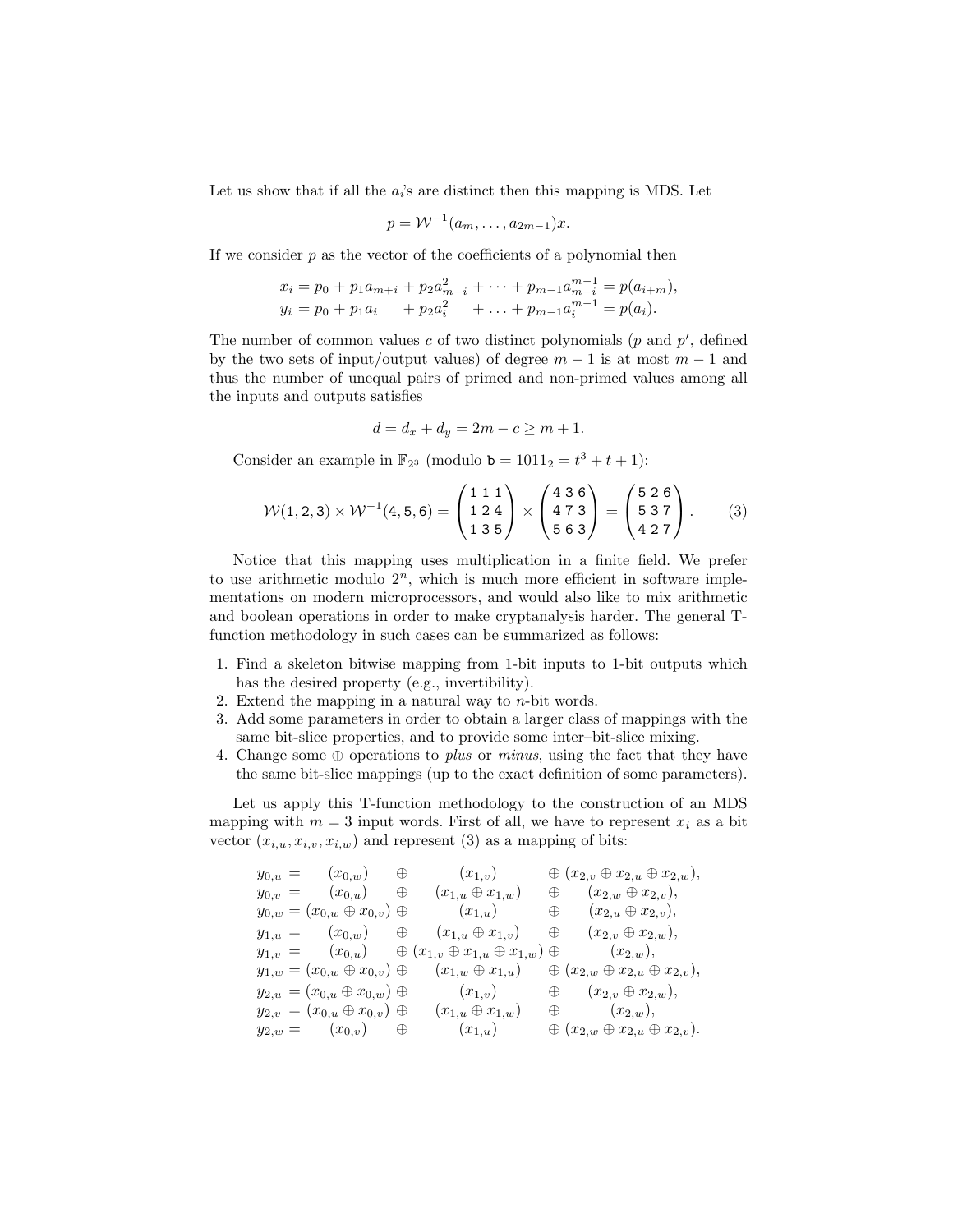Let us show that if all the $a_i$'s are distinct then this mapping is MDS. Let

$$p = \mathcal{W}^{-1}(a_m, \ldots, a_{2m-1})x.$$

If we consider $p$ as the vector of the coefficients of a polynomial then

$$\begin{aligned}
x_i &= p_0 + p_1 a_{m+i} + p_2 a_{m+i}^2 + \cdots + p_{m-1} a_{m+i}^{m-1} = p(a_{i+m}), \\
y_i &= p_0 + p_1 a_i \quad\;\; + p_2 a_i^2 \quad\;\; + \ldots + p_{m-1} a_i^{m-1} = p(a_i).
\end{aligned}$$

The number of common values $c$ of two distinct polynomials ($p$ and $p'$, defined by the two sets of input/output values) of degree $m-1$ is at most $m-1$ and thus the number of unequal pairs of primed and non-primed values among all the inputs and outputs satisfies

$$d = d_x + d_y = 2m - c \geq m + 1.$$

Consider an example in $\mathbb{F}_{2^3}$ (modulo $\mathtt{b} = 1011_2 = t^3 + t + 1$):

$$\mathcal{W}(1,2,3) \times \mathcal{W}^{-1}(4,5,6) = \begin{pmatrix} 1\,1\,1 \\ 1\,2\,4 \\ 1\,3\,5 \end{pmatrix} \times \begin{pmatrix} 4\,3\,6 \\ 4\,7\,3 \\ 5\,6\,3 \end{pmatrix} = \begin{pmatrix} 5\,2\,6 \\ 5\,3\,7 \\ 4\,2\,7 \end{pmatrix}. \tag{3}$$

Notice that this mapping uses multiplication in a finite field. We prefer to use arithmetic modulo $2^n$, which is much more efficient in software implementations on modern microprocessors, and would also like to mix arithmetic and boolean operations in order to make cryptanalysis harder. The general T-function methodology in such cases can be summarized as follows:

1. Find a skeleton bitwise mapping from 1-bit inputs to 1-bit outputs which has the desired property (e.g., invertibility).
2. Extend the mapping in a natural way to $n$-bit words.
3. Add some parameters in order to obtain a larger class of mappings with the same bit-slice properties, and to provide some inter–bit-slice mixing.
4. Change some $\oplus$ operations to *plus* or *minus*, using the fact that they have the same bit-slice mappings (up to the exact definition of some parameters).

Let us apply this T-function methodology to the construction of an MDS mapping with $m = 3$ input words. First of all, we have to represent $x_i$ as a bit vector $(x_{i,u}, x_{i,v}, x_{i,w})$ and represent (3) as a mapping of bits:

$$\begin{aligned}
y_{0,u} &= (x_{0,w}) \oplus (x_{1,v}) \oplus (x_{2,v} \oplus x_{2,u} \oplus x_{2,w}), \\
y_{0,v} &= (x_{0,u}) \oplus (x_{1,u} \oplus x_{1,w}) \oplus (x_{2,w} \oplus x_{2,v}), \\
y_{0,w} &= (x_{0,w} \oplus x_{0,v}) \oplus (x_{1,u}) \oplus (x_{2,u} \oplus x_{2,v}), \\
y_{1,u} &= (x_{0,w}) \oplus (x_{1,u} \oplus x_{1,v}) \oplus (x_{2,v} \oplus x_{2,w}), \\
y_{1,v} &= (x_{0,u}) \oplus (x_{1,v} \oplus x_{1,u} \oplus x_{1,w}) \oplus (x_{2,w}), \\
y_{1,w} &= (x_{0,w} \oplus x_{0,v}) \oplus (x_{1,w} \oplus x_{1,u}) \oplus (x_{2,w} \oplus x_{2,u} \oplus x_{2,v}), \\
y_{2,u} &= (x_{0,u} \oplus x_{0,w}) \oplus (x_{1,v}) \oplus (x_{2,v} \oplus x_{2,w}), \\
y_{2,v} &= (x_{0,u} \oplus x_{0,v}) \oplus (x_{1,u} \oplus x_{1,w}) \oplus (x_{2,w}), \\
y_{2,w} &= (x_{0,v}) \oplus (x_{1,u}) \oplus (x_{2,w} \oplus x_{2,u} \oplus x_{2,v}).
\end{aligned}$$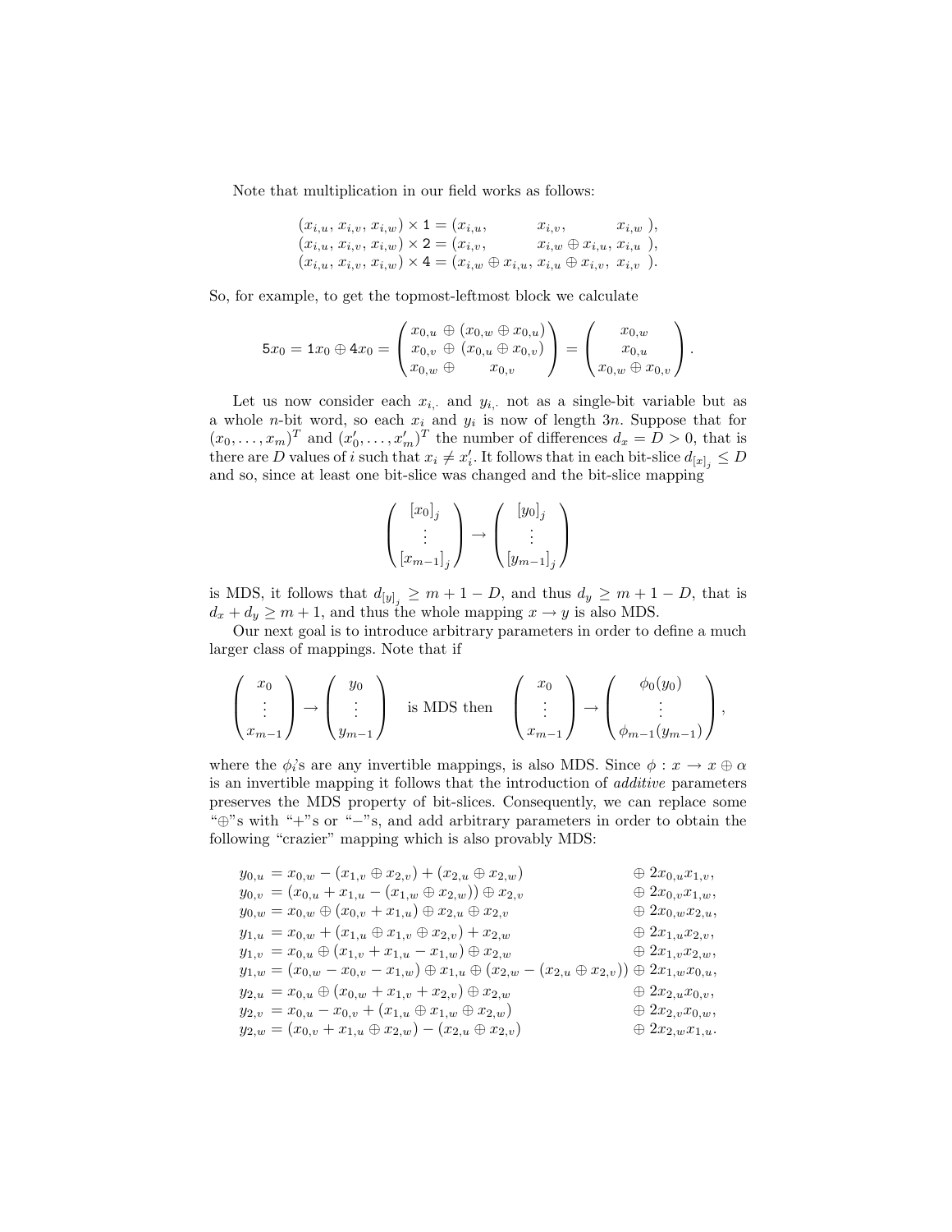Note that multiplication in our field works as follows:

$$
\begin{aligned}
(x_{i,u}, x_{i,v}, x_{i,w}) \times \mathsf{1} &= (x_{i,u}, \quad x_{i,v}, \quad x_{i,w}\ ),\\
(x_{i,u}, x_{i,v}, x_{i,w}) \times \mathsf{2} &= (x_{i,v}, \quad x_{i,w} \oplus x_{i,u}, \ x_{i,u}\ ),\\
(x_{i,u}, x_{i,v}, x_{i,w}) \times \mathsf{4} &= (x_{i,w} \oplus x_{i,u}, \ x_{i,u} \oplus x_{i,v}, \ x_{i,v}\ ).
\end{aligned}
$$

So, for example, to get the topmost-leftmost block we calculate

$$
\mathsf{5}x_0 = \mathsf{1}x_0 \oplus \mathsf{4}x_0 = \begin{pmatrix} x_{0,u} \oplus (x_{0,w} \oplus x_{0,u}) \\ x_{0,v} \oplus (x_{0,u} \oplus x_{0,v}) \\ x_{0,w} \oplus \quad x_{0,v} \end{pmatrix} = \begin{pmatrix} x_{0,w} \\ x_{0,u} \\ x_{0,w} \oplus x_{0,v} \end{pmatrix}.
$$

Let us now consider each $x_{i,\cdot}$ and $y_{i,\cdot}$ not as a single-bit variable but as a whole $n$-bit word, so each $x_i$ and $y_i$ is now of length $3n$. Suppose that for $(x_0, \ldots, x_m)^T$ and $(x'_0, \ldots, x'_m)^T$ the number of differences $d_x = D > 0$, that is there are $D$ values of $i$ such that $x_i \neq x'_i$. It follows that in each bit-slice $d_{[x]_j} \leq D$ and so, since at least one bit-slice was changed and the bit-slice mapping

$$
\begin{pmatrix} [x_0]_j \\ \vdots \\ [x_{m-1}]_j \end{pmatrix} \to \begin{pmatrix} [y_0]_j \\ \vdots \\ [y_{m-1}]_j \end{pmatrix}
$$

is MDS, it follows that $d_{[y]_j} \geq m + 1 - D$, and thus $d_y \geq m + 1 - D$, that is $d_x + d_y \geq m + 1$, and thus the whole mapping $x \to y$ is also MDS.

Our next goal is to introduce arbitrary parameters in order to define a much larger class of mappings. Note that if

$$
\begin{pmatrix} x_0 \\ \vdots \\ x_{m-1} \end{pmatrix} \to \begin{pmatrix} y_0 \\ \vdots \\ y_{m-1} \end{pmatrix} \quad \text{is MDS then} \quad \begin{pmatrix} x_0 \\ \vdots \\ x_{m-1} \end{pmatrix} \to \begin{pmatrix} \phi_0(y_0) \\ \vdots \\ \phi_{m-1}(y_{m-1}) \end{pmatrix},
$$

where the $\phi_i$'s are any invertible mappings, is also MDS. Since $\phi : x \to x \oplus \alpha$ is an invertible mapping it follows that the introduction of *additive* parameters preserves the MDS property of bit-slices. Consequently, we can replace some "$\oplus$"s with "+"s or "−"s, and add arbitrary parameters in order to obtain the following "crazier" mapping which is also provably MDS:

$$
\begin{aligned}
y_{0,u} &= x_{0,w} - (x_{1,v} \oplus x_{2,v}) + (x_{2,u} \oplus x_{2,w}) && \oplus\ 2x_{0,u}x_{1,v},\\
y_{0,v} &= (x_{0,u} + x_{1,u} - (x_{1,w} \oplus x_{2,w})) \oplus x_{2,v} && \oplus\ 2x_{0,v}x_{1,w},\\
y_{0,w} &= x_{0,w} \oplus (x_{0,v} + x_{1,u}) \oplus x_{2,u} \oplus x_{2,v} && \oplus\ 2x_{0,w}x_{2,u},\\
y_{1,u} &= x_{0,w} + (x_{1,u} \oplus x_{1,v} \oplus x_{2,v}) + x_{2,w} && \oplus\ 2x_{1,u}x_{2,v},\\
y_{1,v} &= x_{0,u} \oplus (x_{1,v} + x_{1,u} - x_{1,w}) \oplus x_{2,w} && \oplus\ 2x_{1,v}x_{2,w},\\
y_{1,w} &= (x_{0,w} - x_{0,v} - x_{1,w}) \oplus x_{1,u} \oplus (x_{2,w} - (x_{2,u} \oplus x_{2,v})) && \oplus\ 2x_{1,w}x_{0,u},\\
y_{2,u} &= x_{0,u} \oplus (x_{0,w} + x_{1,v} + x_{2,v}) \oplus x_{2,w} && \oplus\ 2x_{2,u}x_{0,v},\\
y_{2,v} &= x_{0,u} - x_{0,v} + (x_{1,u} \oplus x_{1,w} \oplus x_{2,w}) && \oplus\ 2x_{2,v}x_{0,w},\\
y_{2,w} &= (x_{0,v} + x_{1,u} \oplus x_{2,w}) - (x_{2,u} \oplus x_{2,v}) && \oplus\ 2x_{2,w}x_{1,u}.
\end{aligned}
$$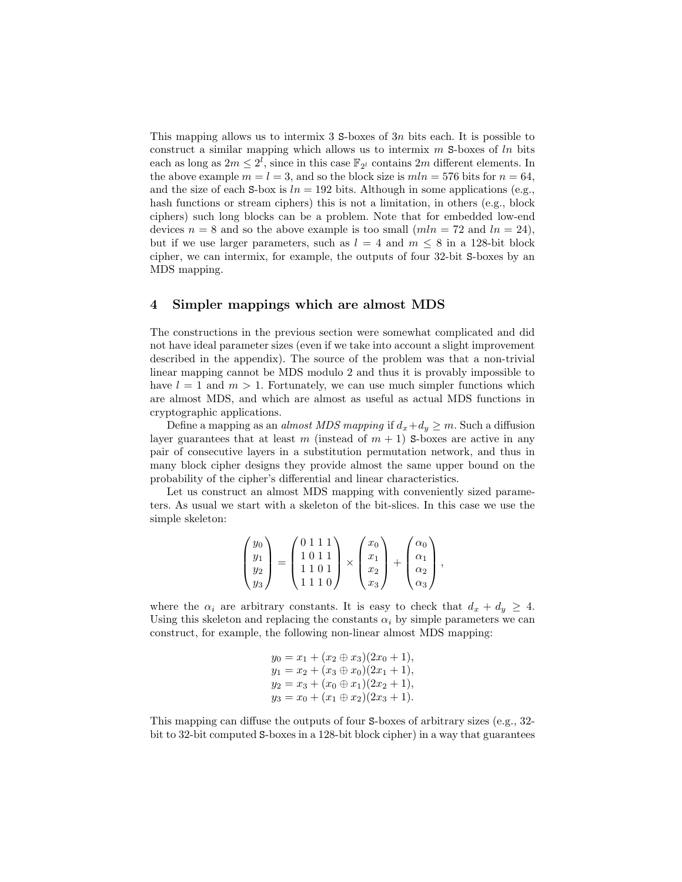This mapping allows us to intermix 3 S-boxes of $3n$ bits each. It is possible to construct a similar mapping which allows us to intermix $m$ S-boxes of $ln$ bits each as long as $2m \leq 2^l$, since in this case $\mathbb{F}_{2^l}$ contains $2m$ different elements. In the above example $m = l = 3$, and so the block size is $mln = 576$ bits for $n = 64$, and the size of each S-box is $ln = 192$ bits. Although in some applications (e.g., hash functions or stream ciphers) this is not a limitation, in others (e.g., block ciphers) such long blocks can be a problem. Note that for embedded low-end devices $n = 8$ and so the above example is too small ($mln = 72$ and $ln = 24$), but if we use larger parameters, such as $l = 4$ and $m \leq 8$ in a 128-bit block cipher, we can intermix, for example, the outputs of four 32-bit S-boxes by an MDS mapping.

## 4 Simpler mappings which are almost MDS

The constructions in the previous section were somewhat complicated and did not have ideal parameter sizes (even if we take into account a slight improvement described in the appendix). The source of the problem was that a non-trivial linear mapping cannot be MDS modulo 2 and thus it is provably impossible to have $l = 1$ and $m > 1$. Fortunately, we can use much simpler functions which are almost MDS, and which are almost as useful as actual MDS functions in cryptographic applications.

Define a mapping as an *almost MDS mapping* if $d_x + d_y \geq m$. Such a diffusion layer guarantees that at least $m$ (instead of $m + 1$) S-boxes are active in any pair of consecutive layers in a substitution permutation network, and thus in many block cipher designs they provide almost the same upper bound on the probability of the cipher's differential and linear characteristics.

Let us construct an almost MDS mapping with conveniently sized parameters. As usual we start with a skeleton of the bit-slices. In this case we use the simple skeleton:

$$\begin{pmatrix} y_0 \\ y_1 \\ y_2 \\ y_3 \end{pmatrix} = \begin{pmatrix} 0\,1\,1\,1 \\ 1\,0\,1\,1 \\ 1\,1\,0\,1 \\ 1\,1\,1\,0 \end{pmatrix} \times \begin{pmatrix} x_0 \\ x_1 \\ x_2 \\ x_3 \end{pmatrix} + \begin{pmatrix} \alpha_0 \\ \alpha_1 \\ \alpha_2 \\ \alpha_3 \end{pmatrix},$$

where the $\alpha_i$ are arbitrary constants. It is easy to check that $d_x + d_y \geq 4$. Using this skeleton and replacing the constants $\alpha_i$ by simple parameters we can construct, for example, the following non-linear almost MDS mapping:

$$\begin{aligned} y_0 &= x_1 + (x_2 \oplus x_3)(2x_0 + 1), \\ y_1 &= x_2 + (x_3 \oplus x_0)(2x_1 + 1), \\ y_2 &= x_3 + (x_0 \oplus x_1)(2x_2 + 1), \\ y_3 &= x_0 + (x_1 \oplus x_2)(2x_3 + 1). \end{aligned}$$

This mapping can diffuse the outputs of four S-boxes of arbitrary sizes (e.g., 32-bit to 32-bit computed S-boxes in a 128-bit block cipher) in a way that guarantees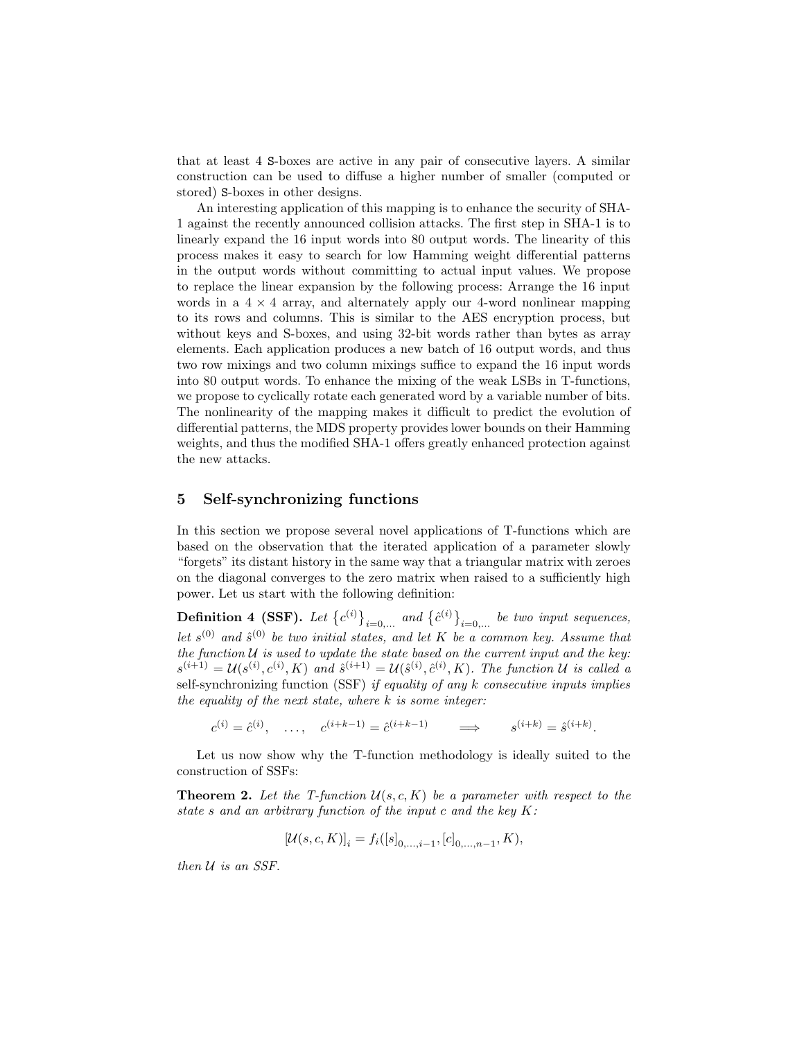that at least 4 S-boxes are active in any pair of consecutive layers. A similar construction can be used to diffuse a higher number of smaller (computed or stored) S-boxes in other designs.

An interesting application of this mapping is to enhance the security of SHA-1 against the recently announced collision attacks. The first step in SHA-1 is to linearly expand the 16 input words into 80 output words. The linearity of this process makes it easy to search for low Hamming weight differential patterns in the output words without committing to actual input values. We propose to replace the linear expansion by the following process: Arrange the 16 input words in a $4 \times 4$ array, and alternately apply our 4-word nonlinear mapping to its rows and columns. This is similar to the AES encryption process, but without keys and S-boxes, and using 32-bit words rather than bytes as array elements. Each application produces a new batch of 16 output words, and thus two row mixings and two column mixings suffice to expand the 16 input words into 80 output words. To enhance the mixing of the weak LSBs in T-functions, we propose to cyclically rotate each generated word by a variable number of bits. The nonlinearity of the mapping makes it difficult to predict the evolution of differential patterns, the MDS property provides lower bounds on their Hamming weights, and thus the modified SHA-1 offers greatly enhanced protection against the new attacks.

## 5 Self-synchronizing functions

In this section we propose several novel applications of T-functions which are based on the observation that the iterated application of a parameter slowly "forgets" its distant history in the same way that a triangular matrix with zeroes on the diagonal converges to the zero matrix when raised to a sufficiently high power. Let us start with the following definition:

**Definition 4 (SSF).** *Let $\{c^{(i)}\}_{i=0,\dots}$ and $\{\hat{c}^{(i)}\}_{i=0,\dots}$ be two input sequences, let $s^{(0)}$ and $\hat{s}^{(0)}$ be two initial states, and let $K$ be a common key. Assume that the function $\mathcal{U}$ is used to update the state based on the current input and the key: $s^{(i+1)} = \mathcal{U}(s^{(i)}, c^{(i)}, K)$ and $\hat{s}^{(i+1)} = \mathcal{U}(\hat{s}^{(i)}, \hat{c}^{(i)}, K)$. The function $\mathcal{U}$ is called a* self-synchronizing function (SSF) *if equality of any $k$ consecutive inputs implies the equality of the next state, where $k$ is some integer:*

$$c^{(i)} = \hat{c}^{(i)}, \quad \dots, \quad c^{(i+k-1)} = \hat{c}^{(i+k-1)} \qquad \Longrightarrow \qquad s^{(i+k)} = \hat{s}^{(i+k)}.$$

Let us now show why the T-function methodology is ideally suited to the construction of SSFs:

**Theorem 2.** *Let the T-function $\mathcal{U}(s, c, K)$ be a parameter with respect to the state $s$ and an arbitrary function of the input $c$ and the key $K$:*

$$[\mathcal{U}(s, c, K)]_i = f_i([s]_{0,\dots,i-1}, [c]_{0,\dots,n-1}, K),$$

*then $\mathcal{U}$ is an SSF.*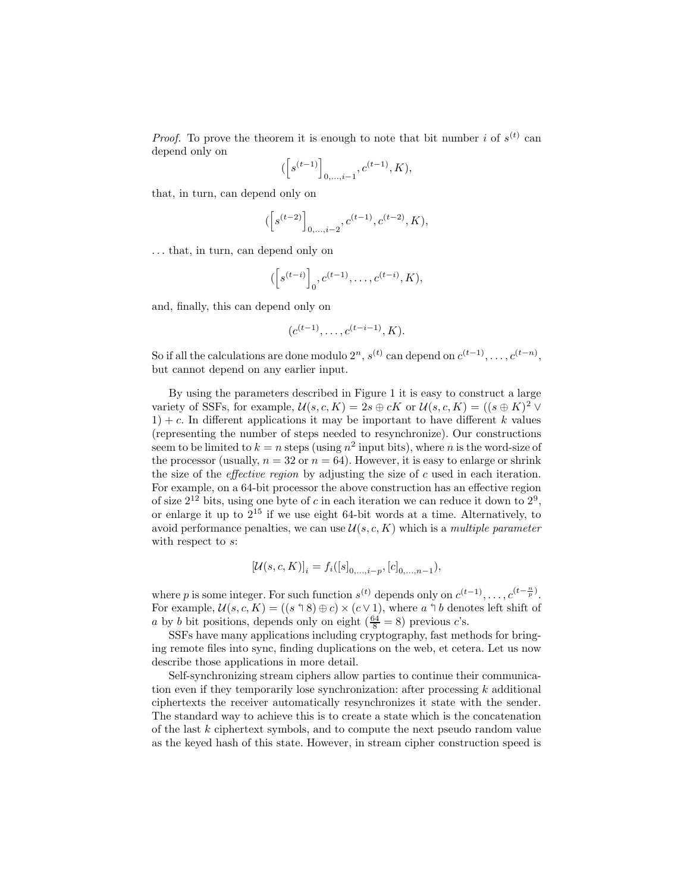*Proof.* To prove the theorem it is enough to note that bit number $i$ of $s^{(t)}$ can depend only on

$$(\left[s^{(t-1)}\right]_{0,\ldots,i-1}, c^{(t-1)}, K),$$

that, in turn, can depend only on

$$(\left[s^{(t-2)}\right]_{0,\ldots,i-2}, c^{(t-1)}, c^{(t-2)}, K),$$

... that, in turn, can depend only on

$$(\left[s^{(t-i)}\right]_{0}, c^{(t-1)}, \ldots, c^{(t-i)}, K),$$

and, finally, this can depend only on

$$(c^{(t-1)}, \ldots, c^{(t-i-1)}, K).$$

So if all the calculations are done modulo $2^n$, $s^{(t)}$ can depend on $c^{(t-1)}, \ldots, c^{(t-n)}$, but cannot depend on any earlier input.

By using the parameters described in Figure 1 it is easy to construct a large variety of SSFs, for example, $\mathcal{U}(s, c, K) = 2s \oplus cK$ or $\mathcal{U}(s, c, K) = ((s \oplus K)^2 \vee 1) + c$. In different applications it may be important to have different $k$ values (representing the number of steps needed to resynchronize). Our constructions seem to be limited to $k = n$ steps (using $n^2$ input bits), where $n$ is the word-size of the processor (usually, $n = 32$ or $n = 64$). However, it is easy to enlarge or shrink the size of the *effective region* by adjusting the size of $c$ used in each iteration. For example, on a 64-bit processor the above construction has an effective region of size $2^{12}$ bits, using one byte of $c$ in each iteration we can reduce it down to $2^9$, or enlarge it up to $2^{15}$ if we use eight 64-bit words at a time. Alternatively, to avoid performance penalties, we can use $\mathcal{U}(s, c, K)$ which is a *multiple parameter* with respect to $s$:

$$[\mathcal{U}(s, c, K)]_i = f_i([s]_{0,\ldots,i-p}, [c]_{0,\ldots,n-1}),$$

where $p$ is some integer. For such function $s^{(t)}$ depends only on $c^{(t-1)}, \ldots, c^{(t-\frac{n}{p})}$. For example, $\mathcal{U}(s, c, K) = ((s \looparrowleft 8) \oplus c) \times (c \vee 1)$, where $a \looparrowleft b$ denotes left shift of $a$ by $b$ bit positions, depends only on eight ($\frac{64}{8} = 8$) previous $c$'s.

SSFs have many applications including cryptography, fast methods for bringing remote files into sync, finding duplications on the web, et cetera. Let us now describe those applications in more detail.

Self-synchronizing stream ciphers allow parties to continue their communication even if they temporarily lose synchronization: after processing $k$ additional ciphertexts the receiver automatically resynchronizes it state with the sender. The standard way to achieve this is to create a state which is the concatenation of the last $k$ ciphertext symbols, and to compute the next pseudo random value as the keyed hash of this state. However, in stream cipher construction speed is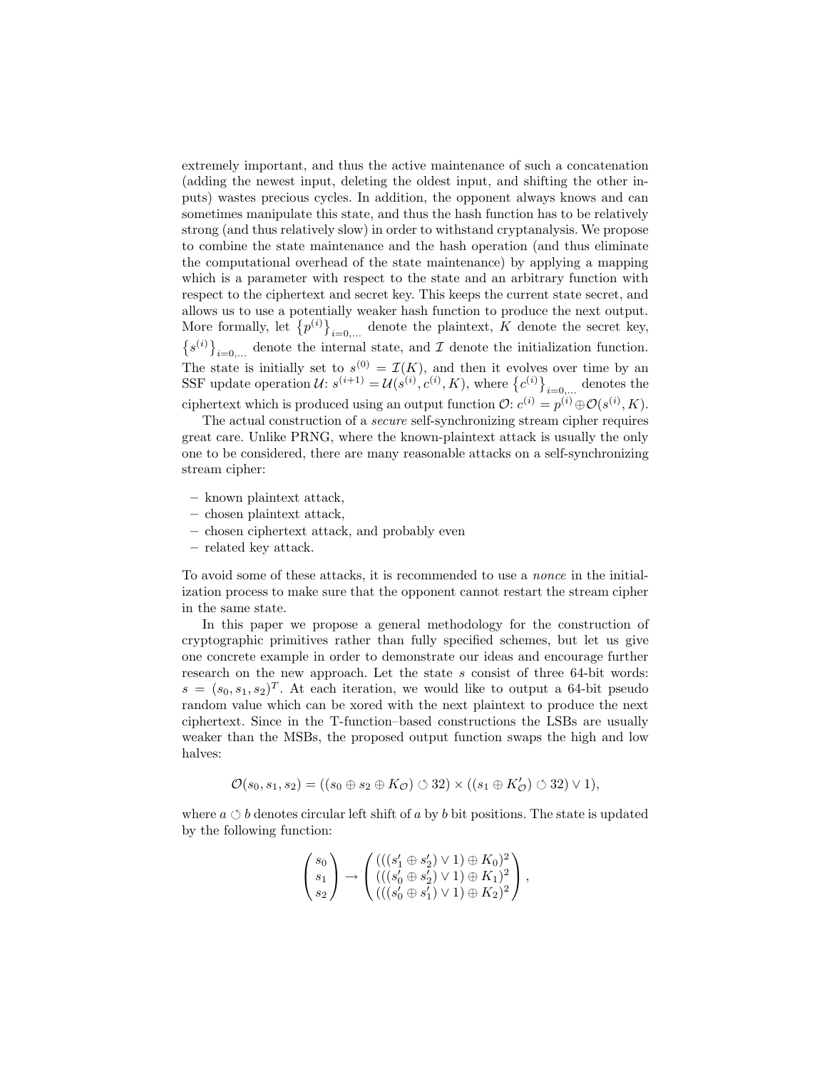extremely important, and thus the active maintenance of such a concatenation (adding the newest input, deleting the oldest input, and shifting the other inputs) wastes precious cycles. In addition, the opponent always knows and can sometimes manipulate this state, and thus the hash function has to be relatively strong (and thus relatively slow) in order to withstand cryptanalysis. We propose to combine the state maintenance and the hash operation (and thus eliminate the computational overhead of the state maintenance) by applying a mapping which is a parameter with respect to the state and an arbitrary function with respect to the ciphertext and secret key. This keeps the current state secret, and allows us to use a potentially weaker hash function to produce the next output. More formally, let $\{p^{(i)}\}_{i=0,\dots}$ denote the plaintext, $K$ denote the secret key, $\{s^{(i)}\}_{i=0,\dots}$ denote the internal state, and $\mathcal{I}$ denote the initialization function. The state is initially set to $s^{(0)} = \mathcal{I}(K)$, and then it evolves over time by an SSF update operation $\mathcal{U}$: $s^{(i+1)} = \mathcal{U}(s^{(i)}, c^{(i)}, K)$, where $\{c^{(i)}\}_{i=0,\dots}$ denotes the ciphertext which is produced using an output function $\mathcal{O}$: $c^{(i)} = p^{(i)} \oplus \mathcal{O}(s^{(i)}, K)$.

The actual construction of a *secure* self-synchronizing stream cipher requires great care. Unlike PRNG, where the known-plaintext attack is usually the only one to be considered, there are many reasonable attacks on a self-synchronizing stream cipher:

- known plaintext attack,
- chosen plaintext attack,
- chosen ciphertext attack, and probably even
- related key attack.

To avoid some of these attacks, it is recommended to use a *nonce* in the initialization process to make sure that the opponent cannot restart the stream cipher in the same state.

In this paper we propose a general methodology for the construction of cryptographic primitives rather than fully specified schemes, but let us give one concrete example in order to demonstrate our ideas and encourage further research on the new approach. Let the state $s$ consist of three 64-bit words: $s = (s_0, s_1, s_2)^T$. At each iteration, we would like to output a 64-bit pseudo random value which can be xored with the next plaintext to produce the next ciphertext. Since in the T-function–based constructions the LSBs are usually weaker than the MSBs, the proposed output function swaps the high and low halves:

$$\mathcal{O}(s_0, s_1, s_2) = ((s_0 \oplus s_2 \oplus K_{\mathcal{O}}) \circlearrowleft 32) \times ((s_1 \oplus K'_{\mathcal{O}}) \circlearrowleft 32) \vee 1),$$

where $a \circlearrowleft b$ denotes circular left shift of $a$ by $b$ bit positions. The state is updated by the following function:

$$\begin{pmatrix} s_0 \\ s_1 \\ s_2 \end{pmatrix} \rightarrow \begin{pmatrix} (((s'_1 \oplus s'_2) \vee 1) \oplus K_0)^2 \\ (((s'_0 \oplus s'_2) \vee 1) \oplus K_1)^2 \\ (((s'_0 \oplus s'_1) \vee 1) \oplus K_2)^2 \end{pmatrix},$$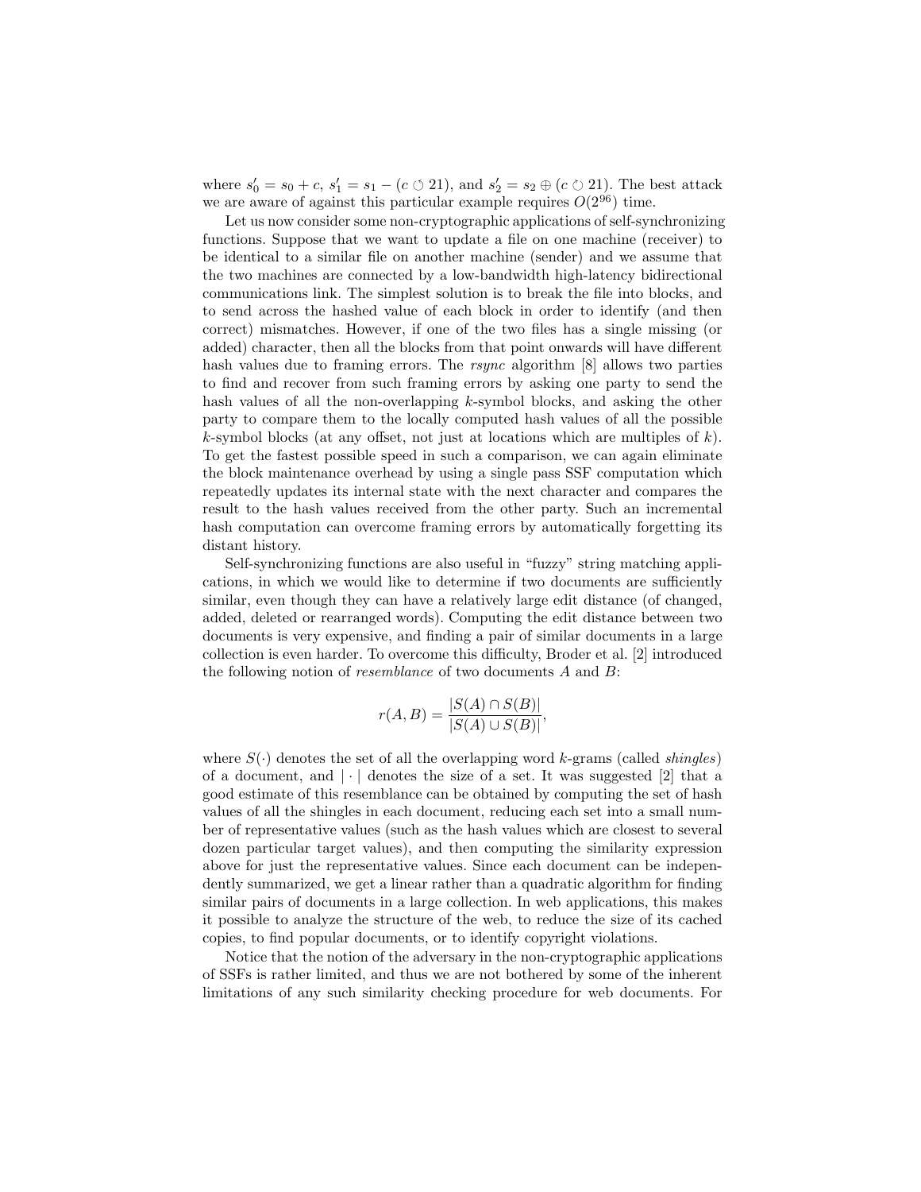where $s'_0 = s_0 + c$, $s'_1 = s_1 - (c \circlearrowleft 21)$, and $s'_2 = s_2 \oplus (c \circlearrowright 21)$. The best attack we are aware of against this particular example requires $O(2^{96})$ time.

Let us now consider some non-cryptographic applications of self-synchronizing functions. Suppose that we want to update a file on one machine (receiver) to be identical to a similar file on another machine (sender) and we assume that the two machines are connected by a low-bandwidth high-latency bidirectional communications link. The simplest solution is to break the file into blocks, and to send across the hashed value of each block in order to identify (and then correct) mismatches. However, if one of the two files has a single missing (or added) character, then all the blocks from that point onwards will have different hash values due to framing errors. The *rsync* algorithm [8] allows two parties to find and recover from such framing errors by asking one party to send the hash values of all the non-overlapping $k$-symbol blocks, and asking the other party to compare them to the locally computed hash values of all the possible $k$-symbol blocks (at any offset, not just at locations which are multiples of $k$). To get the fastest possible speed in such a comparison, we can again eliminate the block maintenance overhead by using a single pass SSF computation which repeatedly updates its internal state with the next character and compares the result to the hash values received from the other party. Such an incremental hash computation can overcome framing errors by automatically forgetting its distant history.

Self-synchronizing functions are also useful in "fuzzy" string matching applications, in which we would like to determine if two documents are sufficiently similar, even though they can have a relatively large edit distance (of changed, added, deleted or rearranged words). Computing the edit distance between two documents is very expensive, and finding a pair of similar documents in a large collection is even harder. To overcome this difficulty, Broder et al. [2] introduced the following notion of *resemblance* of two documents $A$ and $B$:

$$r(A, B) = \frac{|S(A) \cap S(B)|}{|S(A) \cup S(B)|},$$

where $S(\cdot)$ denotes the set of all the overlapping word $k$-grams (called *shingles*) of a document, and $|\cdot|$ denotes the size of a set. It was suggested [2] that a good estimate of this resemblance can be obtained by computing the set of hash values of all the shingles in each document, reducing each set into a small number of representative values (such as the hash values which are closest to several dozen particular target values), and then computing the similarity expression above for just the representative values. Since each document can be independently summarized, we get a linear rather than a quadratic algorithm for finding similar pairs of documents in a large collection. In web applications, this makes it possible to analyze the structure of the web, to reduce the size of its cached copies, to find popular documents, or to identify copyright violations.

Notice that the notion of the adversary in the non-cryptographic applications of SSFs is rather limited, and thus we are not bothered by some of the inherent limitations of any such similarity checking procedure for web documents. For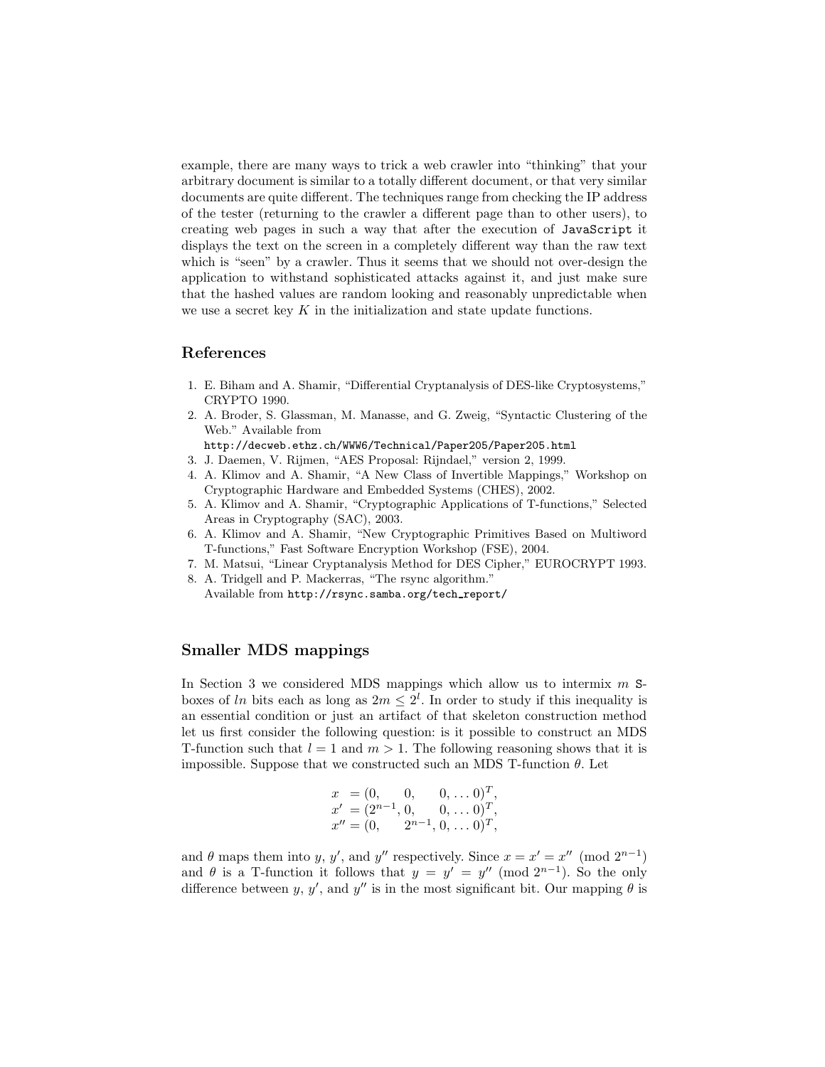example, there are many ways to trick a web crawler into "thinking" that your arbitrary document is similar to a totally different document, or that very similar documents are quite different. The techniques range from checking the IP address of the tester (returning to the crawler a different page than to other users), to creating web pages in such a way that after the execution of `JavaScript` it displays the text on the screen in a completely different way than the raw text which is "seen" by a crawler. Thus it seems that we should not over-design the application to withstand sophisticated attacks against it, and just make sure that the hashed values are random looking and reasonably unpredictable when we use a secret key $K$ in the initialization and state update functions.

## References

1. E. Biham and A. Shamir, "Differential Cryptanalysis of DES-like Cryptosystems," CRYPTO 1990.
2. A. Broder, S. Glassman, M. Manasse, and G. Zweig, "Syntactic Clustering of the Web." Available from `http://decweb.ethz.ch/WWW6/Technical/Paper205/Paper205.html`
3. J. Daemen, V. Rijmen, "AES Proposal: Rijndael," version 2, 1999.
4. A. Klimov and A. Shamir, "A New Class of Invertible Mappings," Workshop on Cryptographic Hardware and Embedded Systems (CHES), 2002.
5. A. Klimov and A. Shamir, "Cryptographic Applications of T-functions," Selected Areas in Cryptography (SAC), 2003.
6. A. Klimov and A. Shamir, "New Cryptographic Primitives Based on Multiword T-functions," Fast Software Encryption Workshop (FSE), 2004.
7. M. Matsui, "Linear Cryptanalysis Method for DES Cipher," EUROCRYPT 1993.
8. A. Tridgell and P. Mackerras, "The rsync algorithm." Available from `http://rsync.samba.org/tech_report/`

## Smaller MDS mappings

In Section 3 we considered MDS mappings which allow us to intermix $m$ S-boxes of $ln$ bits each as long as $2m \leq 2^l$. In order to study if this inequality is an essential condition or just an artifact of that skeleton construction method let us first consider the following question: is it possible to construct an MDS T-function such that $l = 1$ and $m > 1$. The following reasoning shows that it is impossible. Suppose that we constructed such an MDS T-function $\theta$. Let

$$
\begin{aligned}
x \;\; &= (0, \quad 0, \quad 0, \ldots 0)^T, \\
x' \; &= (2^{n-1}, 0, \quad 0, \ldots 0)^T, \\
x'' &= (0, \quad 2^{n-1}, 0, \ldots 0)^T,
\end{aligned}
$$

and $\theta$ maps them into $y$, $y'$, and $y''$ respectively. Since $x = x' = x'' \pmod{2^{n-1}}$ and $\theta$ is a T-function it follows that $y = y' = y'' \pmod{2^{n-1}}$. So the only difference between $y$, $y'$, and $y''$ is in the most significant bit. Our mapping $\theta$ is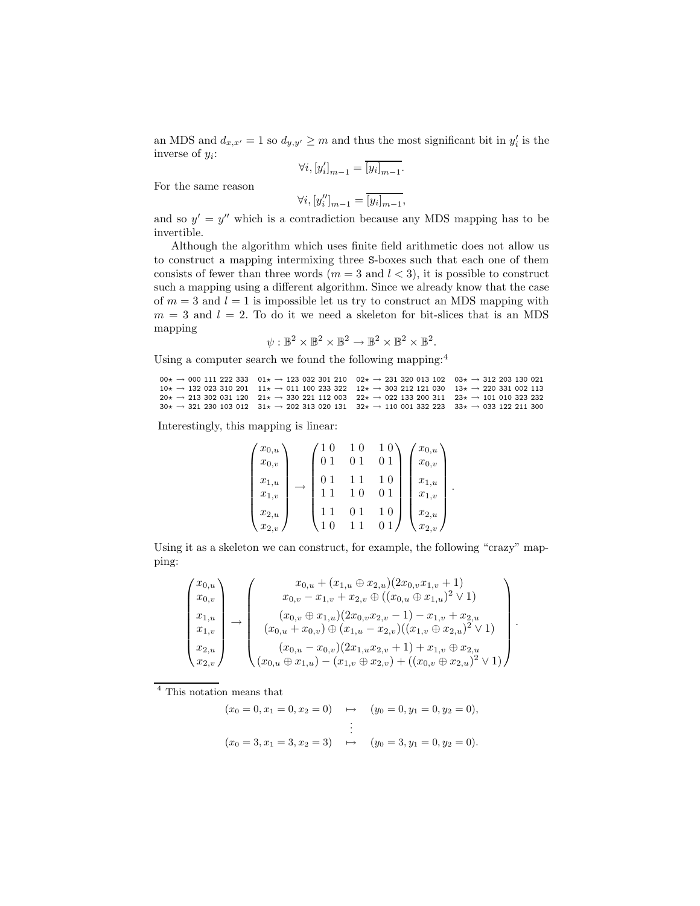an MDS and $d_{x,x'} = 1$ so $d_{y,y'} \geq m$ and thus the most significant bit in $y'_i$ is the inverse of $y_i$:

$$\forall i, [y'_i]_{m-1} = \overline{[y_i]_{m-1}}.$$

For the same reason

$$\forall i, [y''_i]_{m-1} = \overline{[y_i]_{m-1}},$$

and so $y' = y''$ which is a contradiction because any MDS mapping has to be invertible.

Although the algorithm which uses finite field arithmetic does not allow us to construct a mapping intermixing three S-boxes such that each one of them consists of fewer than three words ($m = 3$ and $l < 3$), it is possible to construct such a mapping using a different algorithm. Since we already know that the case of $m = 3$ and $l = 1$ is impossible let us try to construct an MDS mapping with $m = 3$ and $l = 2$. To do it we need a skeleton for bit-slices that is an MDS mapping

$$\psi : \mathbb{B}^2 \times \mathbb{B}^2 \times \mathbb{B}^2 \to \mathbb{B}^2 \times \mathbb{B}^2 \times \mathbb{B}^2.$$

Using a computer search we found the following mapping:[4]

```
00⋆ → 000 111 222 333   01⋆ → 123 032 301 210   02⋆ → 231 320 013 102   03⋆ → 312 203 130 021
10⋆ → 132 023 310 201   11⋆ → 011 100 233 322   12⋆ → 303 212 121 030   13⋆ → 220 331 002 113
20⋆ → 213 302 031 120   21⋆ → 330 221 112 003   22⋆ → 022 133 200 311   23⋆ → 101 010 323 232
30⋆ → 321 230 103 012   31⋆ → 202 313 020 131   32⋆ → 110 001 332 223   33⋆ → 033 122 211 300
```

Interestingly, this mapping is linear:

$$\begin{pmatrix} x_{0,u} \\ x_{0,v} \\ x_{1,u} \\ x_{1,v} \\ x_{2,u} \\ x_{2,v} \end{pmatrix} \to \begin{pmatrix} 1\,0 & 1\,0 & 1\,0 \\ 0\,1 & 0\,1 & 0\,1 \\ 0\,1 & 1\,1 & 1\,0 \\ 1\,1 & 1\,0 & 0\,1 \\ 1\,1 & 0\,1 & 1\,0 \\ 1\,0 & 1\,1 & 0\,1 \end{pmatrix} \begin{pmatrix} x_{0,u} \\ x_{0,v} \\ x_{1,u} \\ x_{1,v} \\ x_{2,u} \\ x_{2,v} \end{pmatrix}.$$

Using it as a skeleton we can construct, for example, the following "crazy" mapping:

$$\begin{pmatrix} x_{0,u} \\ x_{0,v} \\ x_{1,u} \\ x_{1,v} \\ x_{2,u} \\ x_{2,v} \end{pmatrix} \to \begin{pmatrix} x_{0,u} + (x_{1,u} \oplus x_{2,u})(2x_{0,v}x_{1,v} + 1) \\ x_{0,v} - x_{1,v} + x_{2,v} \oplus ((x_{0,u} \oplus x_{1,u})^2 \vee 1) \\ (x_{0,v} \oplus x_{1,u})(2x_{0,v}x_{2,v} - 1) - x_{1,v} + x_{2,u} \\ (x_{0,u} + x_{0,v}) \oplus (x_{1,u} - x_{2,v})((x_{1,v} \oplus x_{2,u})^2 \vee 1) \\ (x_{0,u} - x_{0,v})(2x_{1,u}x_{2,v} + 1) + x_{1,v} \oplus x_{2,u} \\ (x_{0,u} \oplus x_{1,u}) - (x_{1,v} \oplus x_{2,v}) + ((x_{0,v} \oplus x_{2,u})^2 \vee 1) \end{pmatrix}.$$

---

[4] This notation means that

$$\begin{aligned} (x_0 = 0, x_1 = 0, x_2 = 0) \quad &\mapsto \quad (y_0 = 0, y_1 = 0, y_2 = 0), \\ &\vdots \\ (x_0 = 3, x_1 = 3, x_2 = 3) \quad &\mapsto \quad (y_0 = 3, y_1 = 0, y_2 = 0). \end{aligned}$$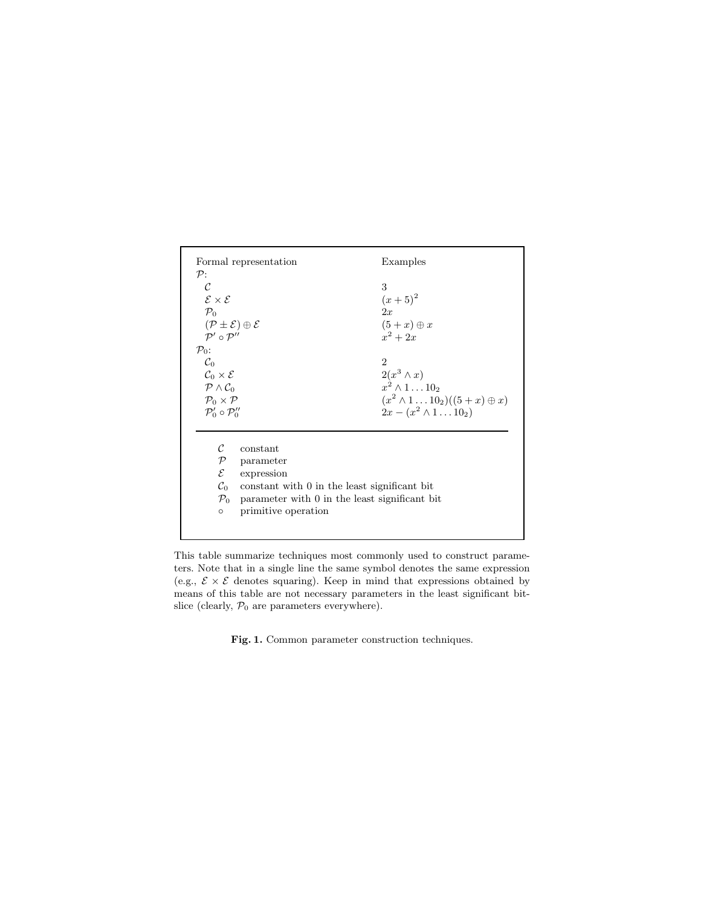| Formal representation | Examples |
| --- | --- |
| $\mathcal{P}$: | |
| $\mathcal{C}$ | $3$ |
| $\mathcal{E} \times \mathcal{E}$ | $(x+5)^2$ |
| $\mathcal{P}_0$ | $2x$ |
| $(\mathcal{P} \pm \mathcal{E}) \oplus \mathcal{E}$ | $(5+x) \oplus x$ |
| $\mathcal{P}' \circ \mathcal{P}''$ | $x^2 + 2x$ |
| $\mathcal{P}_0$: | |
| $\mathcal{C}_0$ | $2$ |
| $\mathcal{C}_0 \times \mathcal{E}$ | $2(x^3 \wedge x)$ |
| $\mathcal{P} \wedge \mathcal{C}_0$ | $x^2 \wedge 1 \ldots 10_2$ |
| $\mathcal{P}_0 \times \mathcal{P}$ | $(x^2 \wedge 1 \ldots 10_2)((5+x) \oplus x)$ |
| $\mathcal{P}_0' \circ \mathcal{P}_0''$ | $2x - (x^2 \wedge 1 \ldots 10_2)$ |

| | |
| --- | --- |
| $\mathcal{C}$ | constant |
| $\mathcal{P}$ | parameter |
| $\mathcal{E}$ | expression |
| $\mathcal{C}_0$ | constant with 0 in the least significant bit |
| $\mathcal{P}_0$ | parameter with 0 in the least significant bit |
| $\circ$ | primitive operation |

This table summarize techniques most commonly used to construct parameters. Note that in a single line the same symbol denotes the same expression (e.g., $\mathcal{E} \times \mathcal{E}$ denotes squaring). Keep in mind that expressions obtained by means of this table are not necessary parameters in the least significant bit-slice (clearly, $\mathcal{P}_0$ are parameters everywhere).

**Fig. 1.** Common parameter construction techniques.